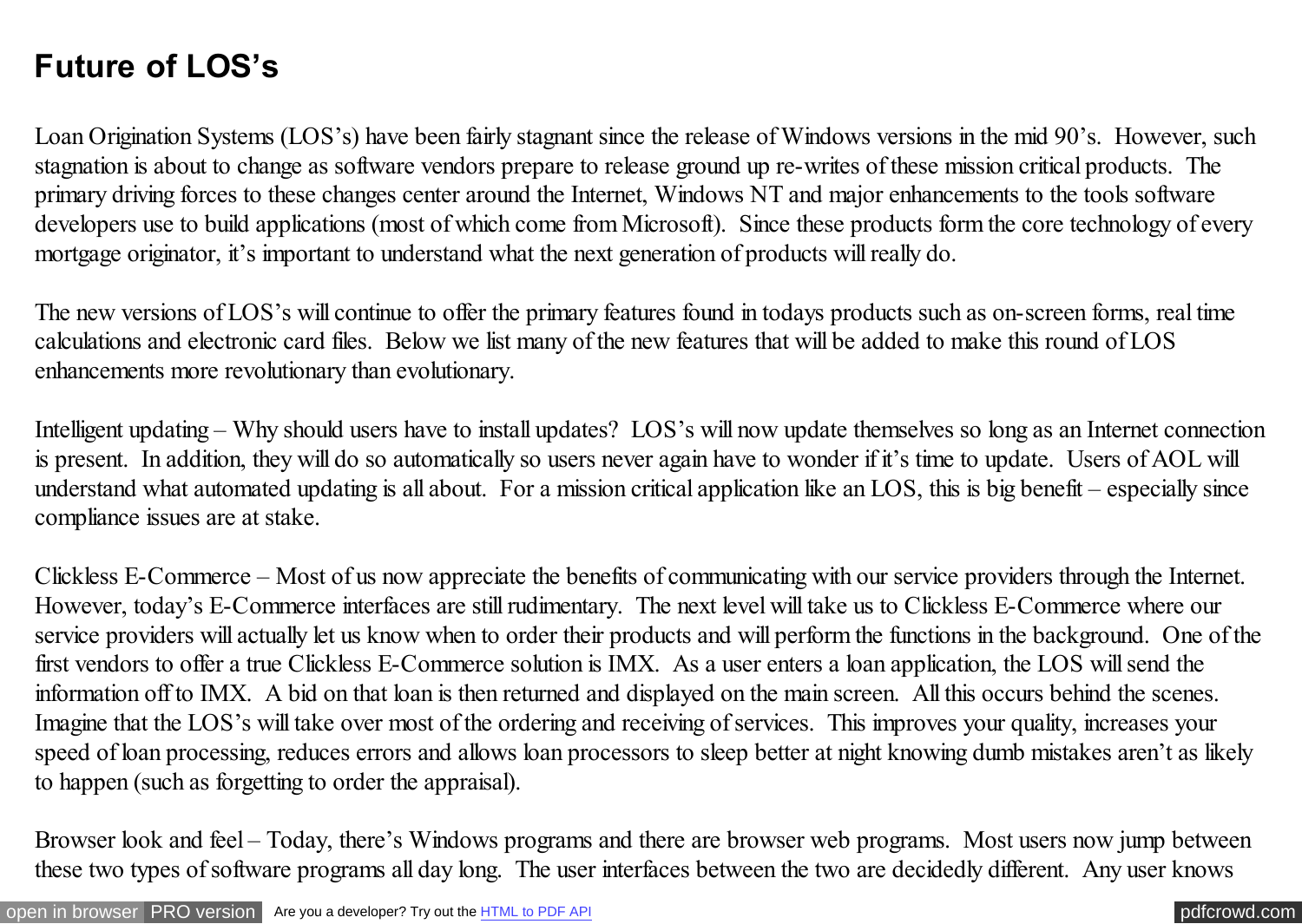# Future of LOS's

Loan Origination Systems (LOS's) have been fairly stagnant since the release of Windows versions in the mid 90's. However, such stagnation is about to change as software vendors prepare to release ground up re-writes of these mission critical products. The primary driving forces to these changes center around the Internet, Windows NT and major enhancements to the tools software developers use to build applications (most of which come from Microsoft). Since these products form the core technology of every mortgage originator, it's important to understand what the next generation of products will really do.

The new versions of LOS's will continue to offer the primary features found in todays products such as on-screen forms, real time calculations and electronic card files. Below we list many of the new features that will be added to make this round of LOS enhancements more revolutionary than evolutionary.

Intelligent updating – Why should users have to install updates? LOS's will now update themselves so long as an Internet connection is present. In addition, they will do so automatically so users never again have to wonder if it's time to update. Users of AOL will understand what automated updating is all about. For a mission critical application like an LOS, this is big benefit – especially since compliance issues are at stake.

Clickless E-Commerce – Most of us now appreciate the benefits of communicating with our service providers through the Internet. However, today's E-Commerce interfaces are still rudimentary. The next level will take us to Clickless E-Commerce where our service providers will actually let us know when to order their products and will perform the functions in the background. One of the first vendors to offer a true Clickless E-Commerce solution is IMX. As a user enters a loan application, the LOS will send the information off to IMX. A bid on that loan is then returned and displayed on the main screen. All this occurs behind the scenes. Imagine that the LOS's will take over most of the ordering and receiving of services. This improves your quality, increases your speed of loan processing, reduces errors and allows loan processors to sleep better at night knowing dumb mistakes aren't as likely to happen (such as forgetting to order the appraisal).

Browser look and feel – Today, there's Windows programs and there are browser web programs. Most users now jump between these two types of software programs all day long. The user interfaces between the two are decidedly different. Any user knows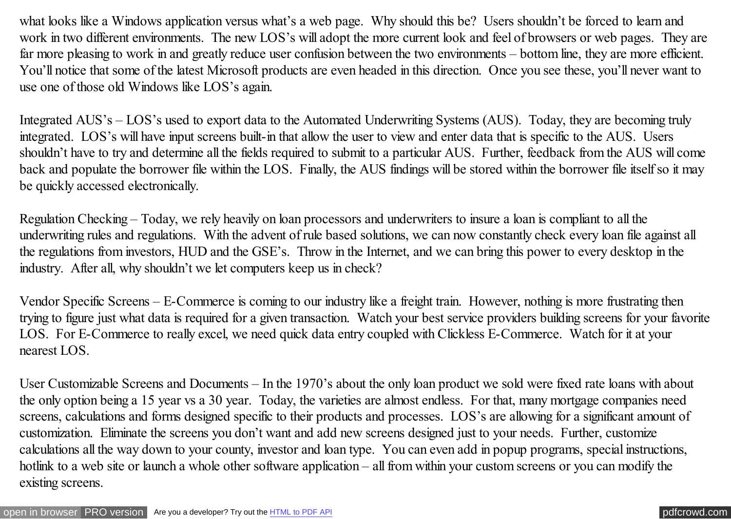what looks like a Windows application versus what's a web page. Why should this be? Users shouldn't be forced to learn and work in two different environments. The new LOS's will adopt the more current look and feel of browsers or web pages. They are far more pleasing to work in and greatly reduce user confusion between the two environments – bottom line, they are more efficient. You'll notice that some of the latest Microsoft products are even headed in this direction. Once you see these, you'll never want to use one of those old Windows like LOS's again.

Integrated AUS's – LOS's used to export data to the Automated Underwriting Systems (AUS). Today, they are becoming truly integrated. LOS's will have input screens built-in that allow the user to view and enter data that is specific to the AUS. Users shouldn't have to try and determine all the fields required to submit to a particular AUS. Further, feedback from the AUS will come back and populate the borrower file within the LOS. Finally, the AUS findings will be stored within the borrower file itself so it may be quickly accessed electronically.

Regulation Checking – Today, we rely heavily on loan processors and underwriters to insure a loan is compliant to all the underwriting rules and regulations. With the advent of rule based solutions, we can now constantly check every loan file against all the regulations from investors, HUD and the GSE's. Throw in the Internet, and we can bring this power to every desktop in the industry. After all, why shouldn't we let computers keep us in check?

Vendor Specific Screens – E-Commerce is coming to our industry like a freight train. However, nothing is more frustrating then trying to figure just what data is required for a given transaction. Watch your best service providers building screens for your favorite LOS. For E-Commerce to really excel, we need quick data entry coupled with Clickless E-Commerce. Watch for it at your nearest LOS.

User Customizable Screens and Documents – In the 1970's about the only loan product we sold were fixed rate loans with about the only option being a 15 year vs a 30 year. Today, the varieties are almost endless. For that, many mortgage companies need screens, calculations and forms designed specific to their products and processes. LOS's are allowing for a significant amount of customization. Eliminate the screens you don't want and add new screens designed just to your needs. Further, customize calculations all the way down to your county, investor and loan type. You can even add in popup programs, special instructions, hotlink to a web site or launch a whole other software application – all from within your custom screens or you can modify the existing screens.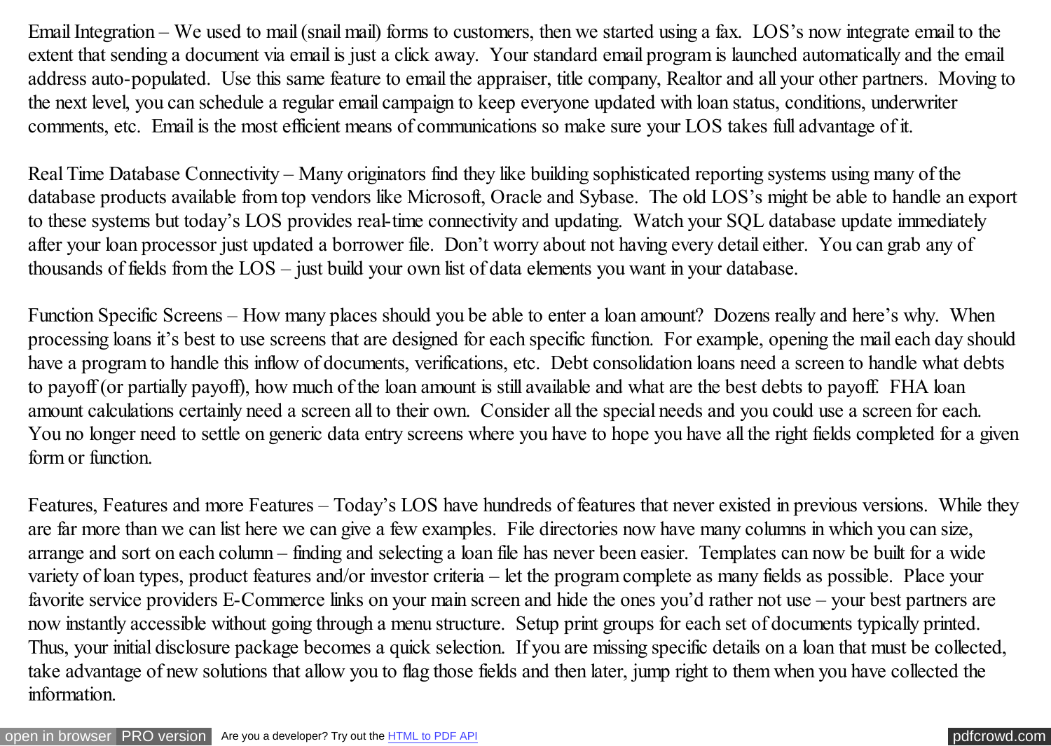Email Integration – We used to mail (snail mail) forms to customers, then we started using a fax. LOS's now integrate email to the extent that sending a document via email is just a click away. Your standard email program is launched automatically and the email address auto-populated. Use this same feature to email the appraiser, title company, Realtor and all your other partners. Moving to the next level, you can schedule a regular email campaign to keep everyone updated with loan status, conditions, underwriter comments, etc. Email is the most efficient means of communications so make sure your LOS takes full advantage of it.

Real Time Database Connectivity – Many originators find they like building sophisticated reporting systems using many of the database products available from top vendors like Microsoft, Oracle and Sybase. The old LOS's might be able to handle an export to these systems but today's LOS provides real-time connectivity and updating. Watch your SQL database update immediately after your loan processor just updated a borrower file. Don't worry about not having every detail either. You can grab any of thousands of fields from the LOS – just build your own list of data elements you want in your database.

Function Specific Screens – How many places should you be able to enter a loan amount? Dozens really and here's why. When processing loans it's best to use screens that are designed for each specific function. For example, opening the mail each day should have a program to handle this inflow of documents, verifications, etc. Debt consolidation loans need a screen to handle what debts to payoff (or partially payoff), how much of the loan amount is still available and what are the best debts to payoff. FHA loan amount calculations certainly need a screen all to their own. Consider all the special needs and you could use a screen for each. You no longer need to settle on generic data entry screens where you have to hope you have all the right fields completed for a given form or function.

Features, Features and more Features – Today's LOS have hundreds of features that never existed in previous versions. While they are far more than we can list here we can give a few examples. File directories now have many columns in which you can size, arrange and sort on each column – finding and selecting a loan file has never been easier. Templates can now be built for a wide variety of loan types, product features and/or investor criteria – let the program complete as many fields as possible. Place your favorite service providers E-Commerce links on your main screen and hide the ones you'd rather not use – your best partners are now instantly accessible without going through a menu structure. Setup print groups for each set of documents typically printed. Thus, your initial disclosure package becomes a quick selection. If you are missing specific details on a loan that must be collected, take advantage of new solutions that allow you to flag those fields and then later, jump right to them when you have collected the information.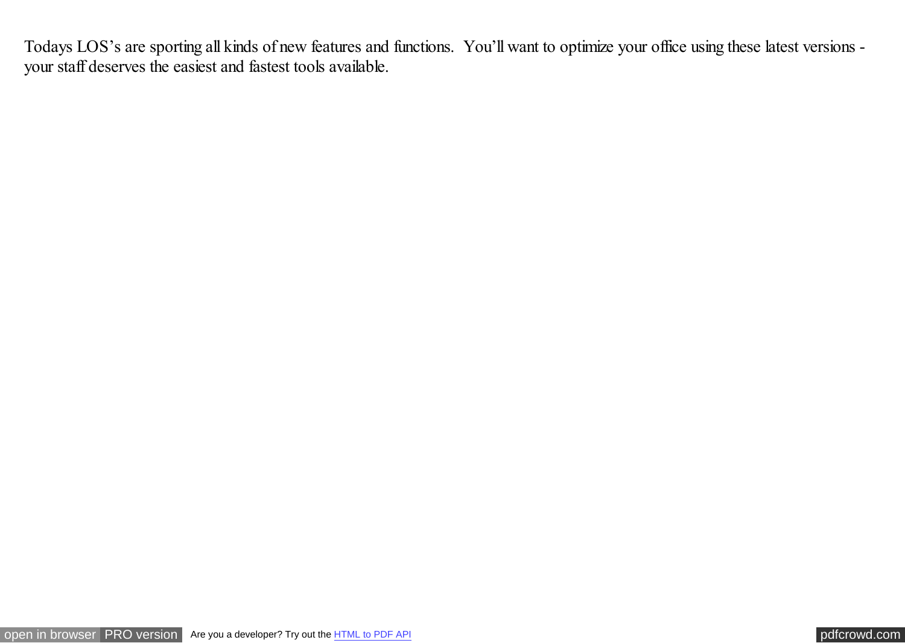Todays LOS's are sporting all kinds of new features and functions. You'll want to optimize your office using these latest versions - your staff deserves the easiest and fastest tools available.